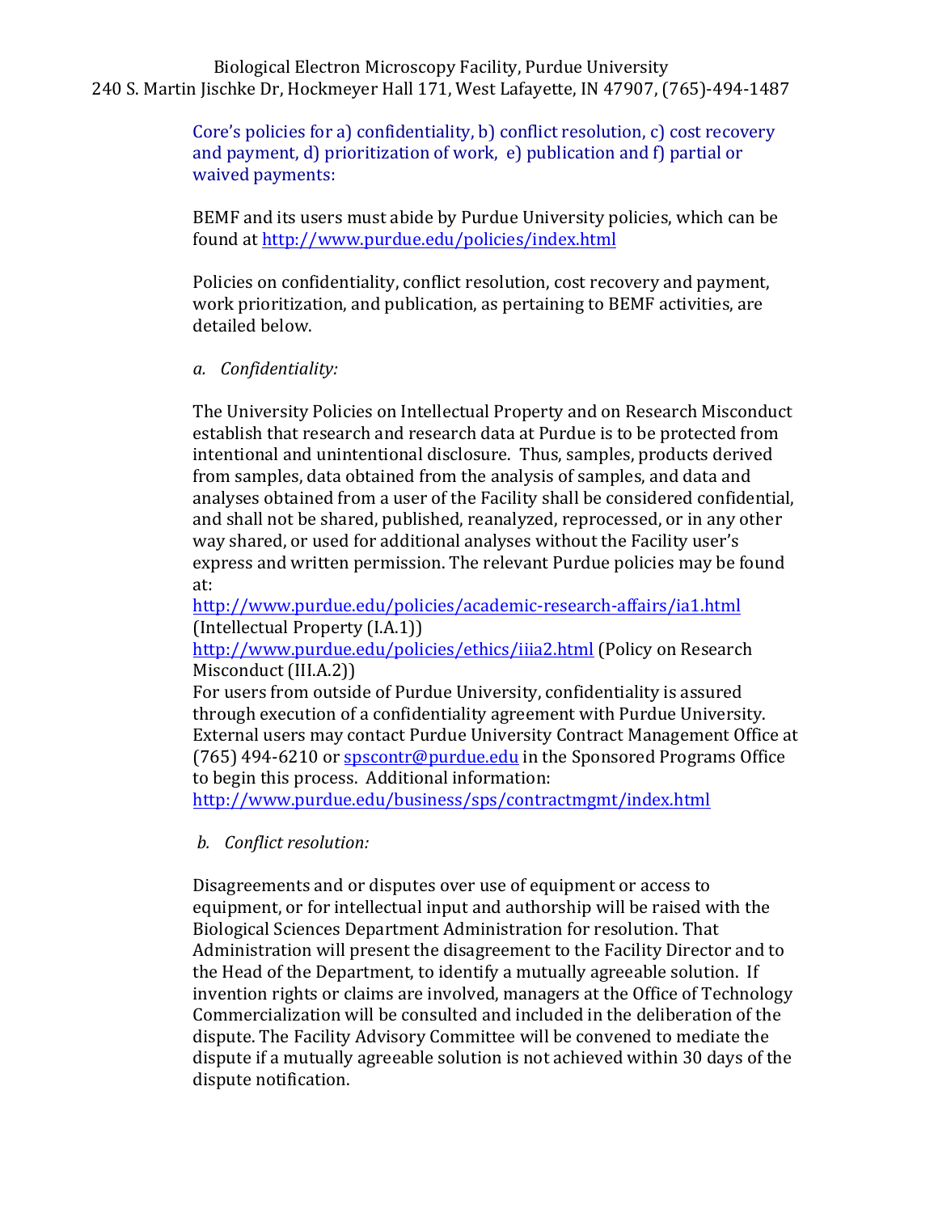Biological Electron Microscopy Facility, Purdue University
240 S. Martin Jischke Dr, Hockmeyer Hall 171, West Lafayette, IN 47907, (765)-494-1487

Core's policies for a) confidentiality, b) conflict resolution, c) cost recovery and payment, d) prioritization of work, e) publication and f) partial or waived payments:

BEMF and its users must abide by Purdue University policies, which can be found at http://www.purdue.edu/policies/index.html

Policies on confidentiality, conflict resolution, cost recovery and payment, work prioritization, and publication, as pertaining to BEMF activities, are detailed below.

*a. Confidentiality:*

The University Policies on Intellectual Property and on Research Misconduct establish that research and research data at Purdue is to be protected from intentional and unintentional disclosure. Thus, samples, products derived from samples, data obtained from the analysis of samples, and data and analyses obtained from a user of the Facility shall be considered confidential, and shall not be shared, published, reanalyzed, reprocessed, or in any other way shared, or used for additional analyses without the Facility user's express and written permission. The relevant Purdue policies may be found at:
http://www.purdue.edu/policies/academic-research-affairs/ia1.html (Intellectual Property (I.A.1))
http://www.purdue.edu/policies/ethics/iiia2.html (Policy on Research Misconduct (III.A.2))
For users from outside of Purdue University, confidentiality is assured through execution of a confidentiality agreement with Purdue University. External users may contact Purdue University Contract Management Office at (765) 494-6210 or spscontr@purdue.edu in the Sponsored Programs Office to begin this process. Additional information:
http://www.purdue.edu/business/sps/contractmgmt/index.html

*b. Conflict resolution:*

Disagreements and or disputes over use of equipment or access to equipment, or for intellectual input and authorship will be raised with the Biological Sciences Department Administration for resolution. That Administration will present the disagreement to the Facility Director and to the Head of the Department, to identify a mutually agreeable solution. If invention rights or claims are involved, managers at the Office of Technology Commercialization will be consulted and included in the deliberation of the dispute. The Facility Advisory Committee will be convened to mediate the dispute if a mutually agreeable solution is not achieved within 30 days of the dispute notification.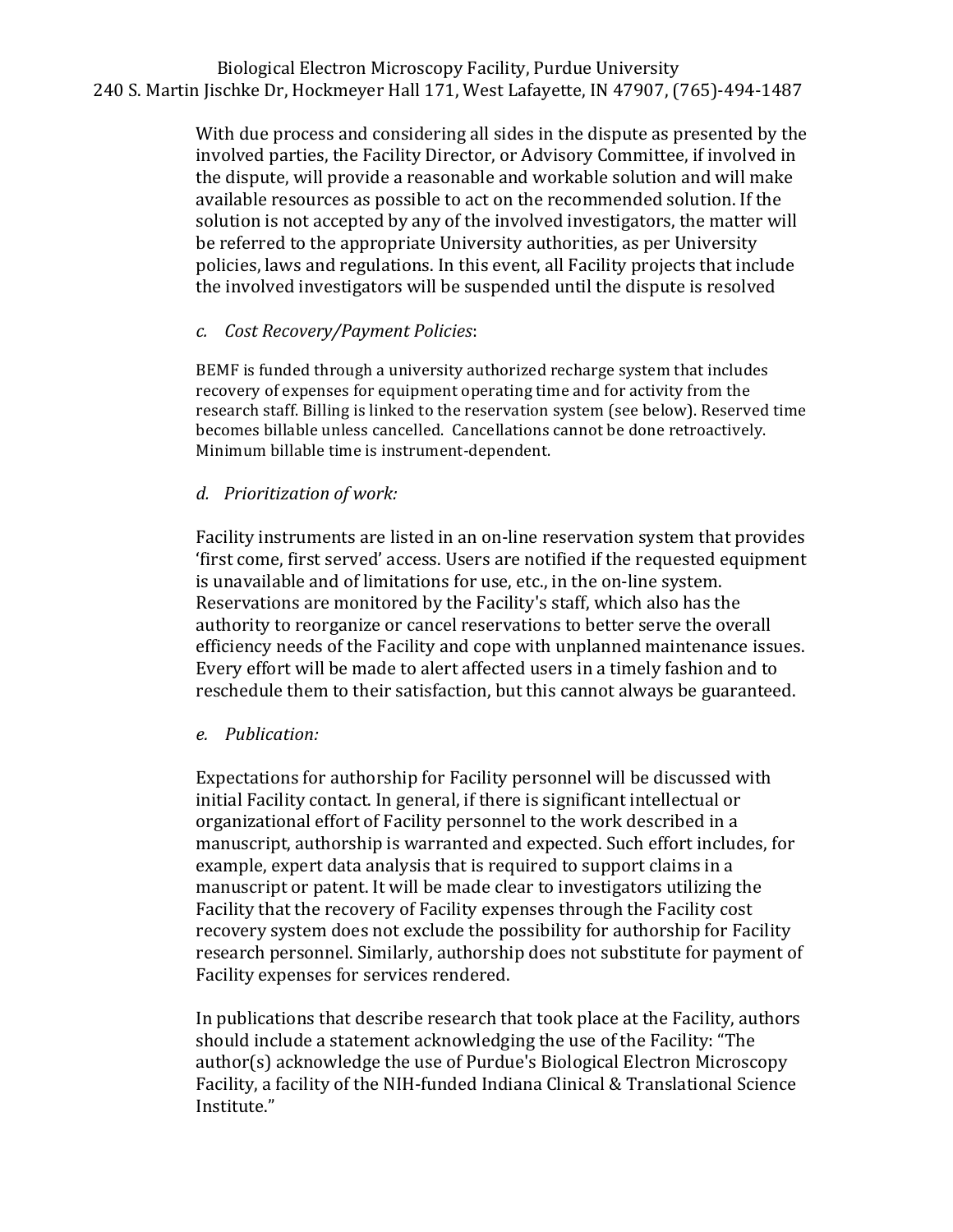With due process and considering all sides in the dispute as presented by the involved parties, the Facility Director, or Advisory Committee, if involved in the dispute, will provide a reasonable and workable solution and will make available resources as possible to act on the recommended solution. If the solution is not accepted by any of the involved investigators, the matter will be referred to the appropriate University authorities, as per University policies, laws and regulations. In this event, all Facility projects that include the involved investigators will be suspended until the dispute is resolved

*c. Cost Recovery/Payment Policies*:

BEMF is funded through a university authorized recharge system that includes recovery of expenses for equipment operating time and for activity from the research staff. Billing is linked to the reservation system (see below). Reserved time becomes billable unless cancelled. Cancellations cannot be done retroactively. Minimum billable time is instrument-dependent.

*d. Prioritization of work:*

Facility instruments are listed in an on-line reservation system that provides 'first come, first served' access. Users are notified if the requested equipment is unavailable and of limitations for use, etc., in the on-line system. Reservations are monitored by the Facility's staff, which also has the authority to reorganize or cancel reservations to better serve the overall efficiency needs of the Facility and cope with unplanned maintenance issues. Every effort will be made to alert affected users in a timely fashion and to reschedule them to their satisfaction, but this cannot always be guaranteed.

*e. Publication:*

Expectations for authorship for Facility personnel will be discussed with initial Facility contact. In general, if there is significant intellectual or organizational effort of Facility personnel to the work described in a manuscript, authorship is warranted and expected. Such effort includes, for example, expert data analysis that is required to support claims in a manuscript or patent. It will be made clear to investigators utilizing the Facility that the recovery of Facility expenses through the Facility cost recovery system does not exclude the possibility for authorship for Facility research personnel. Similarly, authorship does not substitute for payment of Facility expenses for services rendered.

In publications that describe research that took place at the Facility, authors should include a statement acknowledging the use of the Facility: "The author(s) acknowledge the use of Purdue's Biological Electron Microscopy Facility, a facility of the NIH-funded Indiana Clinical & Translational Science Institute."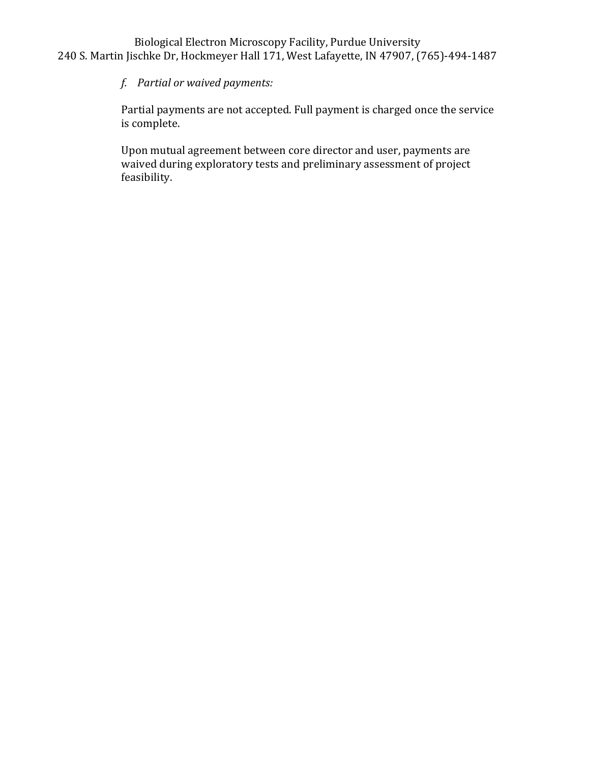*f. Partial or waived payments:*

Partial payments are not accepted. Full payment is charged once the service is complete.

Upon mutual agreement between core director and user, payments are waived during exploratory tests and preliminary assessment of project feasibility.